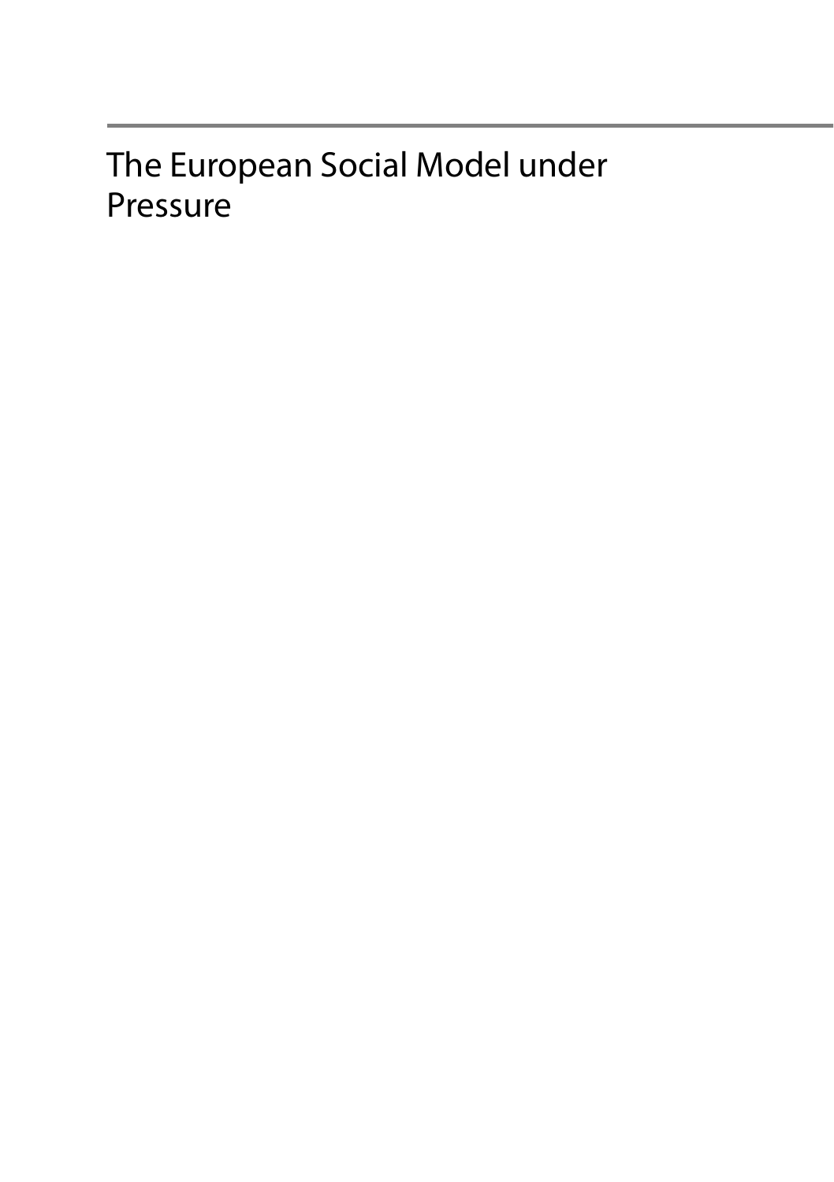# The European Social Model under Pressure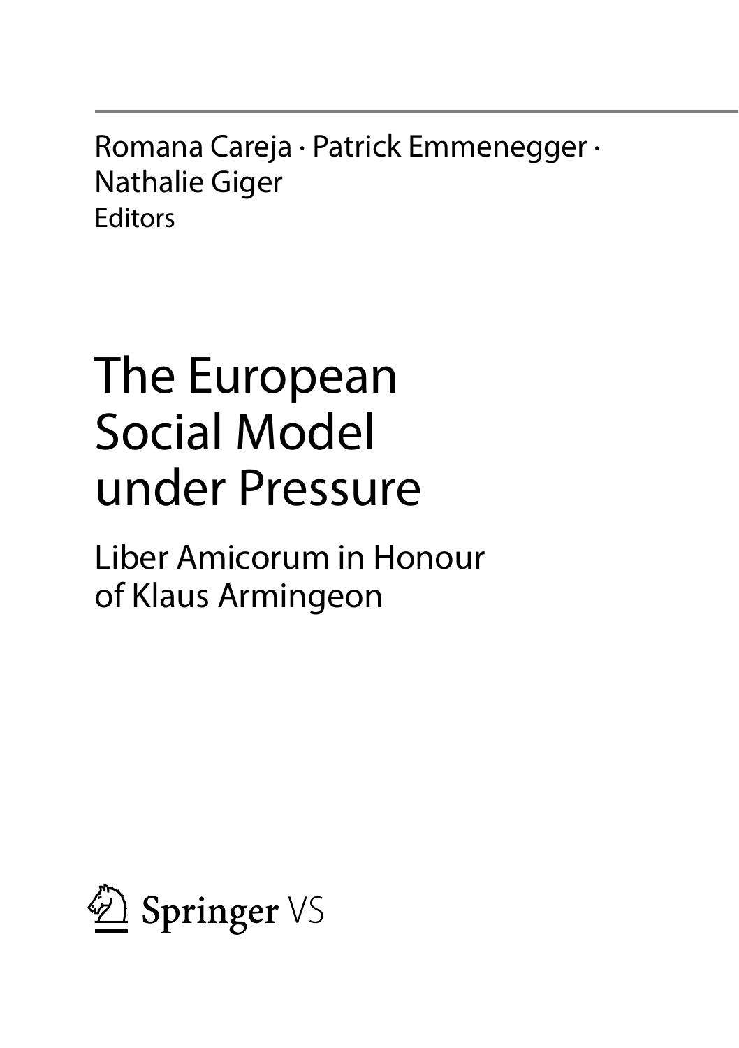Romana Careja · Patrick Emmenegger · Nathalie Giger
Editors

# The European Social Model under Pressure

## Liber Amicorum in Honour of Klaus Armingeon

Springer VS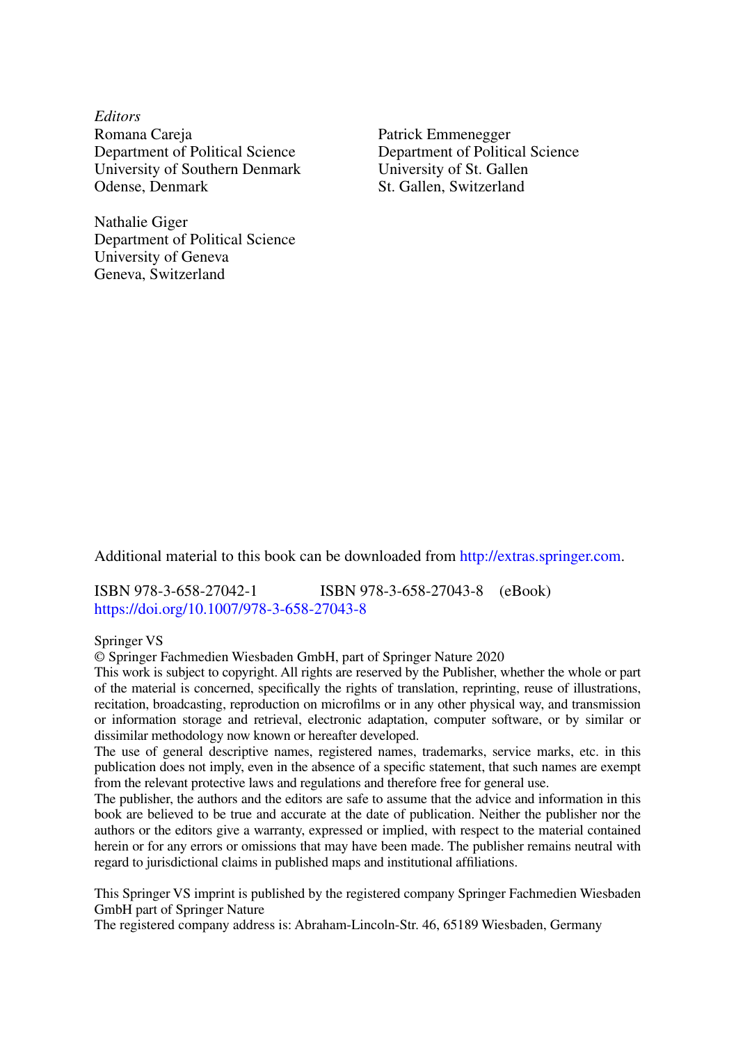*Editors*

Romana Careja
Department of Political Science
University of Southern Denmark
Odense, Denmark

Patrick Emmenegger
Department of Political Science
University of St. Gallen
St. Gallen, Switzerland

Nathalie Giger
Department of Political Science
University of Geneva
Geneva, Switzerland

Additional material to this book can be downloaded from http://extras.springer.com.

ISBN 978-3-658-27042-1 ISBN 978-3-658-27043-8 (eBook)
https://doi.org/10.1007/978-3-658-27043-8

Springer VS
© Springer Fachmedien Wiesbaden GmbH, part of Springer Nature 2020
This work is subject to copyright. All rights are reserved by the Publisher, whether the whole or part of the material is concerned, specifically the rights of translation, reprinting, reuse of illustrations, recitation, broadcasting, reproduction on microfilms or in any other physical way, and transmission or information storage and retrieval, electronic adaptation, computer software, or by similar or dissimilar methodology now known or hereafter developed.
The use of general descriptive names, registered names, trademarks, service marks, etc. in this publication does not imply, even in the absence of a specific statement, that such names are exempt from the relevant protective laws and regulations and therefore free for general use.
The publisher, the authors and the editors are safe to assume that the advice and information in this book are believed to be true and accurate at the date of publication. Neither the publisher nor the authors or the editors give a warranty, expressed or implied, with respect to the material contained herein or for any errors or omissions that may have been made. The publisher remains neutral with regard to jurisdictional claims in published maps and institutional affiliations.

This Springer VS imprint is published by the registered company Springer Fachmedien Wiesbaden GmbH part of Springer Nature
The registered company address is: Abraham-Lincoln-Str. 46, 65189 Wiesbaden, Germany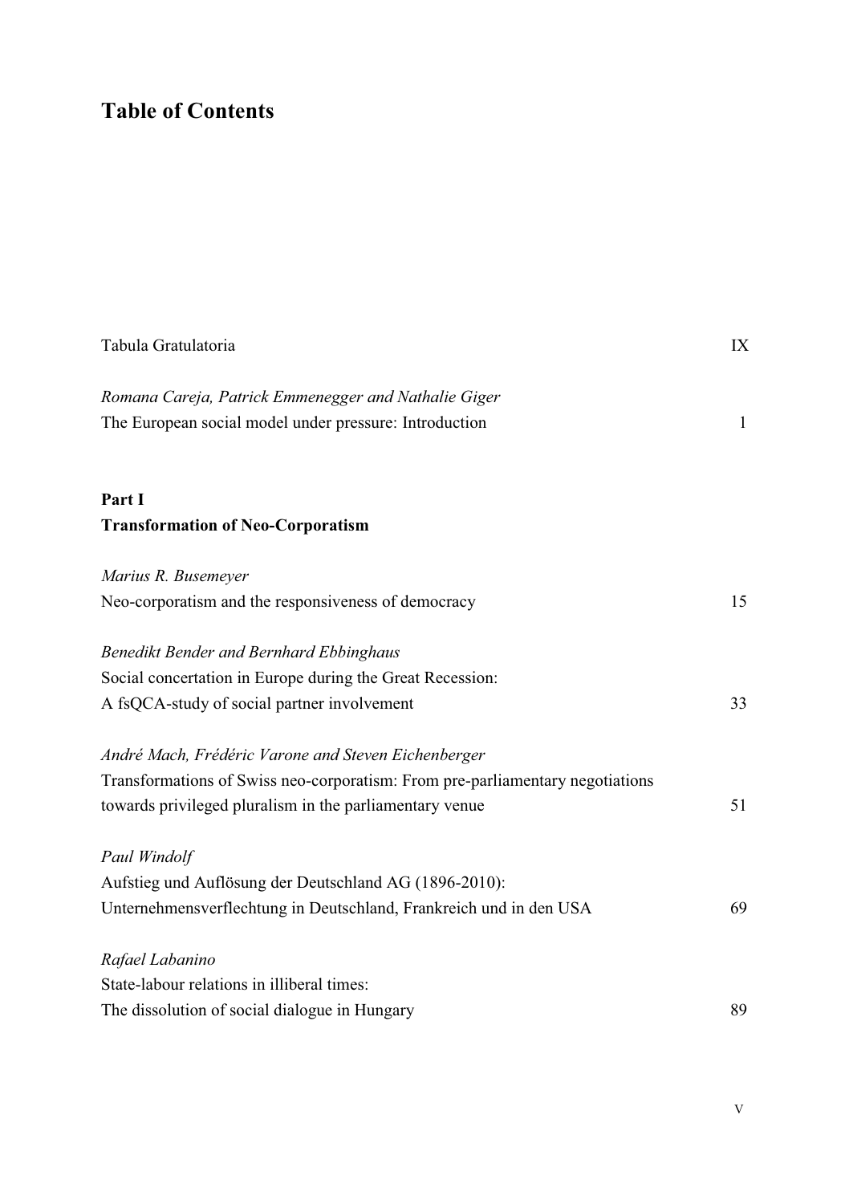# Table of Contents

Tabula Gratulatoria IX

*Romana Careja, Patrick Emmenegger and Nathalie Giger*
The European social model under pressure: Introduction 1

**Part I**
**Transformation of Neo-Corporatism**

*Marius R. Busemeyer*
Neo-corporatism and the responsiveness of democracy 15

*Benedikt Bender and Bernhard Ebbinghaus*
Social concertation in Europe during the Great Recession:
A fsQCA-study of social partner involvement 33

*André Mach, Frédéric Varone and Steven Eichenberger*
Transformations of Swiss neo-corporatism: From pre-parliamentary negotiations towards privileged pluralism in the parliamentary venue 51

*Paul Windolf*
Aufstieg und Auflösung der Deutschland AG (1896-2010):
Unternehmensverflechtung in Deutschland, Frankreich und in den USA 69

*Rafael Labanino*
State-labour relations in illiberal times:
The dissolution of social dialogue in Hungary 89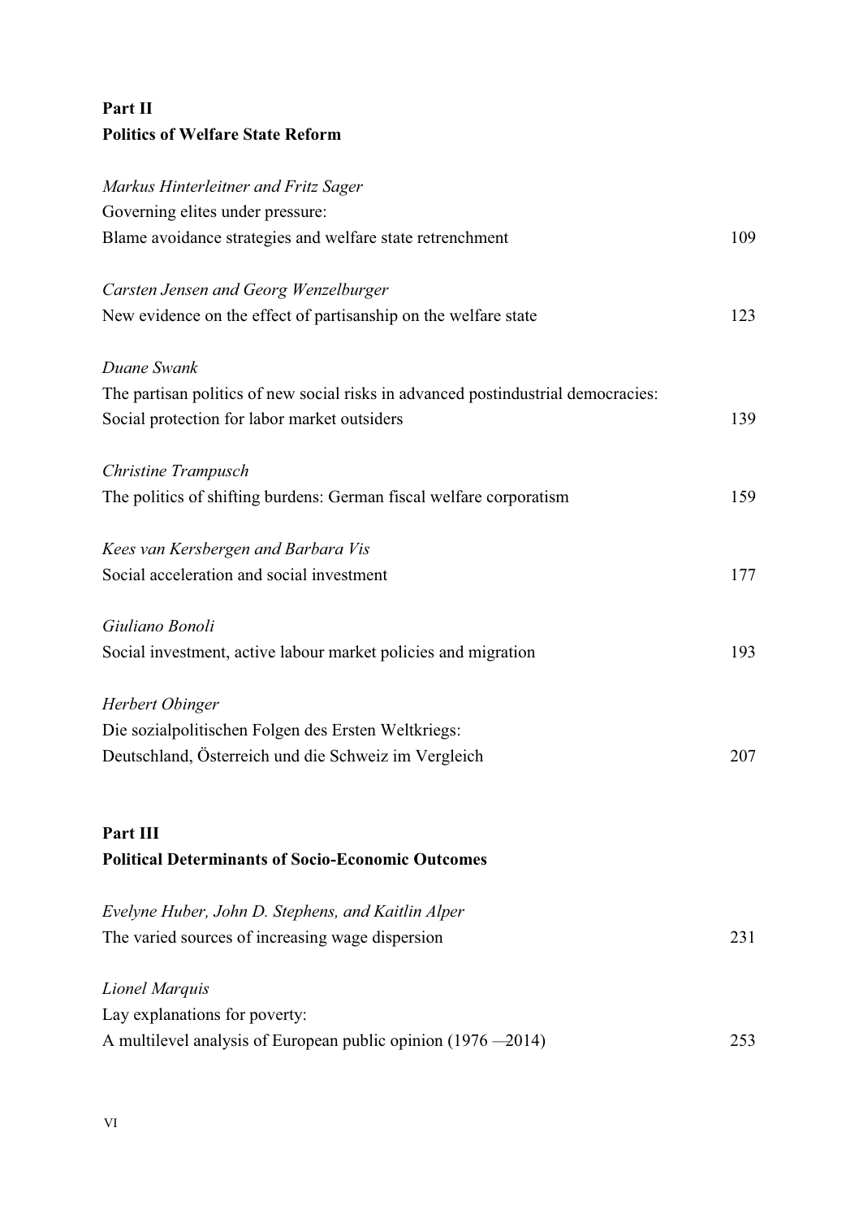## Part II
## Politics of Welfare State Reform

*Markus Hinterleitner and Fritz Sager*
Governing elites under pressure:
Blame avoidance strategies and welfare state retrenchment 109

*Carsten Jensen and Georg Wenzelburger*
New evidence on the effect of partisanship on the welfare state 123

*Duane Swank*
The partisan politics of new social risks in advanced postindustrial democracies:
Social protection for labor market outsiders 139

*Christine Trampusch*
The politics of shifting burdens: German fiscal welfare corporatism 159

*Kees van Kersbergen and Barbara Vis*
Social acceleration and social investment 177

*Giuliano Bonoli*
Social investment, active labour market policies and migration 193

*Herbert Obinger*
Die sozialpolitischen Folgen des Ersten Weltkriegs:
Deutschland, Österreich und die Schweiz im Vergleich 207

## Part III
## Political Determinants of Socio-Economic Outcomes

*Evelyne Huber, John D. Stephens, and Kaitlin Alper*
The varied sources of increasing wage dispersion 231

*Lionel Marquis*
Lay explanations for poverty:
A multilevel analysis of European public opinion (1976 —2014) 253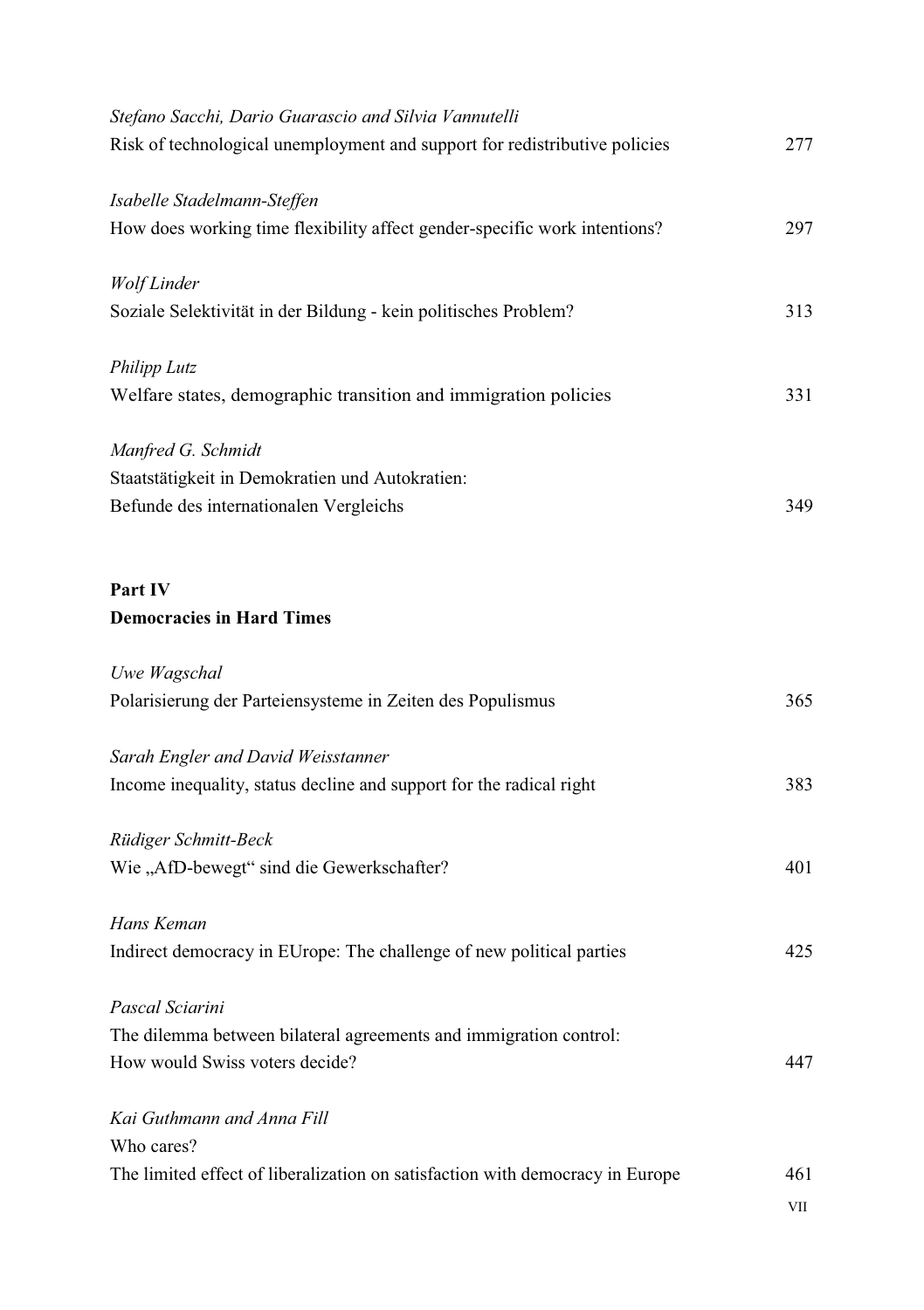*Stefano Sacchi, Dario Guarascio and Silvia Vannutelli*
Risk of technological unemployment and support for redistributive policies 277

*Isabelle Stadelmann-Steffen*
How does working time flexibility affect gender-specific work intentions? 297

*Wolf Linder*
Soziale Selektivität in der Bildung - kein politisches Problem? 313

*Philipp Lutz*
Welfare states, demographic transition and immigration policies 331

*Manfred G. Schmidt*
Staatstätigkeit in Demokratien und Autokratien:
Befunde des internationalen Vergleichs 349

**Part IV**
**Democracies in Hard Times**

*Uwe Wagschal*
Polarisierung der Parteiensysteme in Zeiten des Populismus 365

*Sarah Engler and David Weisstanner*
Income inequality, status decline and support for the radical right 383

*Rüdiger Schmitt-Beck*
Wie „AfD-bewegt" sind die Gewerkschafter? 401

*Hans Keman*
Indirect democracy in EUrope: The challenge of new political parties 425

*Pascal Sciarini*
The dilemma between bilateral agreements and immigration control:
How would Swiss voters decide? 447

*Kai Guthmann and Anna Fill*
Who cares?
The limited effect of liberalization on satisfaction with democracy in Europe 461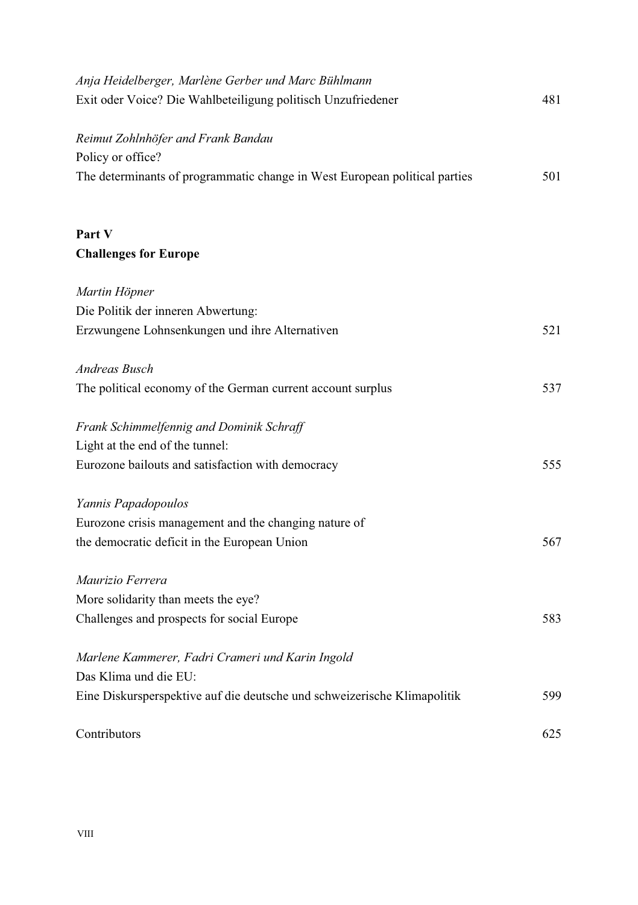*Anja Heidelberger, Marlène Gerber und Marc Bühlmann*
Exit oder Voice? Die Wahlbeteiligung politisch Unzufriedener 481

*Reimut Zohlnhöfer and Frank Bandau*
Policy or office?
The determinants of programmatic change in West European political parties 501

## Part V
## Challenges for Europe

*Martin Höpner*
Die Politik der inneren Abwertung:
Erzwungene Lohnsenkungen und ihre Alternativen 521

*Andreas Busch*
The political economy of the German current account surplus 537

*Frank Schimmelfennig and Dominik Schraff*
Light at the end of the tunnel:
Eurozone bailouts and satisfaction with democracy 555

*Yannis Papadopoulos*
Eurozone crisis management and the changing nature of
the democratic deficit in the European Union 567

*Maurizio Ferrera*
More solidarity than meets the eye?
Challenges and prospects for social Europe 583

*Marlene Kammerer, Fadri Crameri und Karin Ingold*
Das Klima und die EU:
Eine Diskursperspektive auf die deutsche und schweizerische Klimapolitik 599

Contributors 625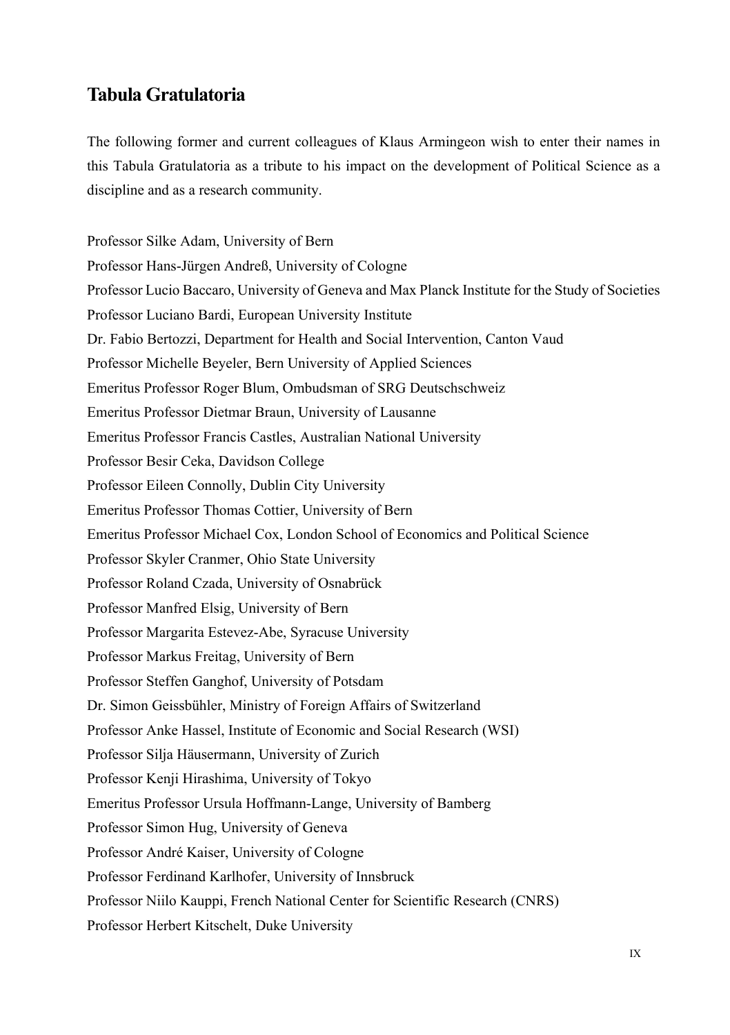## Tabula Gratulatoria

The following former and current colleagues of Klaus Armingeon wish to enter their names in this Tabula Gratulatoria as a tribute to his impact on the development of Political Science as a discipline and as a research community.

Professor Silke Adam, University of Bern  
Professor Hans-Jürgen Andreß, University of Cologne  
Professor Lucio Baccaro, University of Geneva and Max Planck Institute for the Study of Societies  
Professor Luciano Bardi, European University Institute  
Dr. Fabio Bertozzi, Department for Health and Social Intervention, Canton Vaud  
Professor Michelle Beyeler, Bern University of Applied Sciences  
Emeritus Professor Roger Blum, Ombudsman of SRG Deutschschweiz  
Emeritus Professor Dietmar Braun, University of Lausanne  
Emeritus Professor Francis Castles, Australian National University  
Professor Besir Ceka, Davidson College  
Professor Eileen Connolly, Dublin City University  
Emeritus Professor Thomas Cottier, University of Bern  
Emeritus Professor Michael Cox, London School of Economics and Political Science  
Professor Skyler Cranmer, Ohio State University  
Professor Roland Czada, University of Osnabrück  
Professor Manfred Elsig, University of Bern  
Professor Margarita Estevez-Abe, Syracuse University  
Professor Markus Freitag, University of Bern  
Professor Steffen Ganghof, University of Potsdam  
Dr. Simon Geissbühler, Ministry of Foreign Affairs of Switzerland  
Professor Anke Hassel, Institute of Economic and Social Research (WSI)  
Professor Silja Häusermann, University of Zurich  
Professor Kenji Hirashima, University of Tokyo  
Emeritus Professor Ursula Hoffmann-Lange, University of Bamberg  
Professor Simon Hug, University of Geneva  
Professor André Kaiser, University of Cologne  
Professor Ferdinand Karlhofer, University of Innsbruck  
Professor Niilo Kauppi, French National Center for Scientific Research (CNRS)  
Professor Herbert Kitschelt, Duke University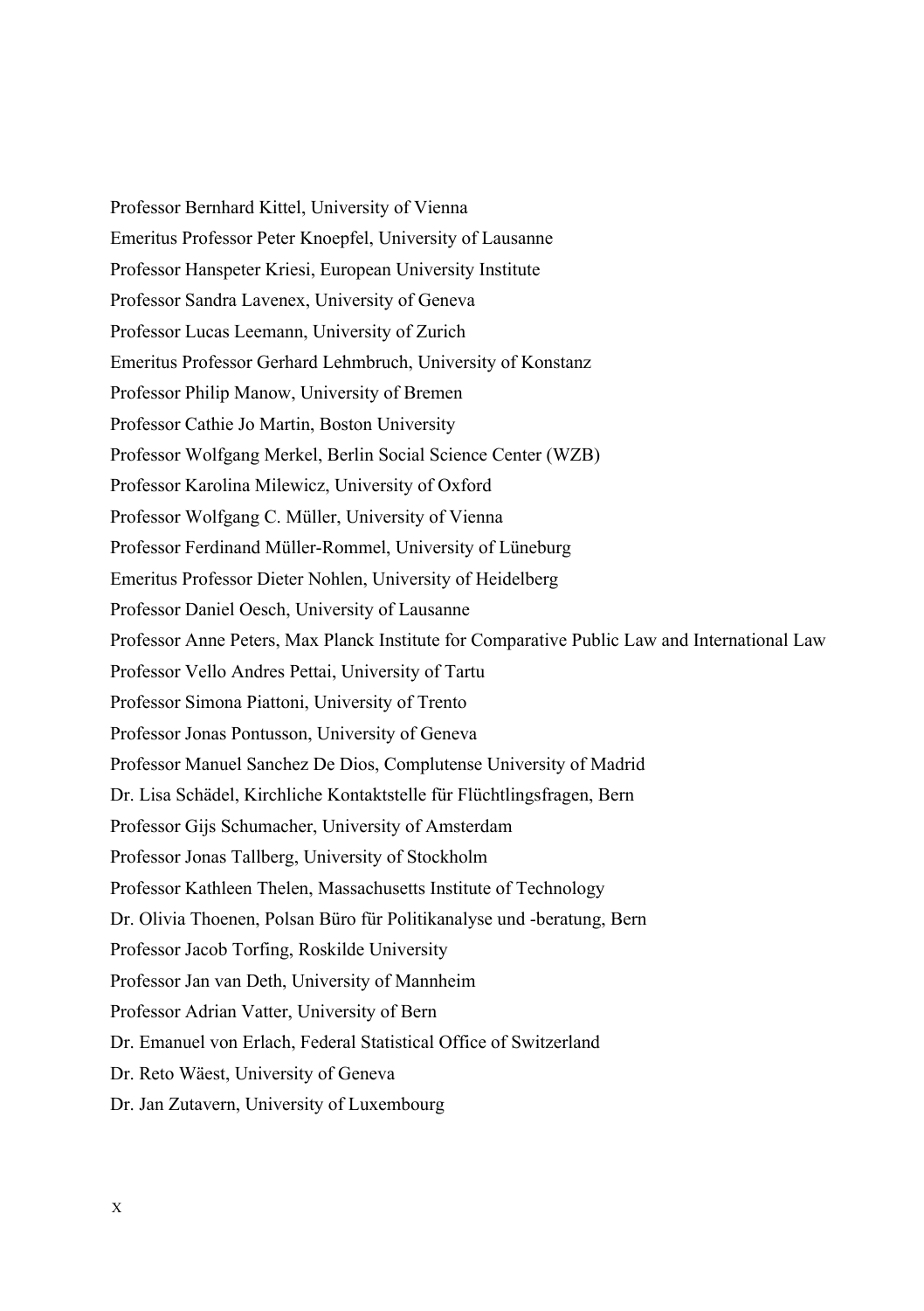Professor Bernhard Kittel, University of Vienna

Emeritus Professor Peter Knoepfel, University of Lausanne

Professor Hanspeter Kriesi, European University Institute

Professor Sandra Lavenex, University of Geneva

Professor Lucas Leemann, University of Zurich

Emeritus Professor Gerhard Lehmbruch, University of Konstanz

Professor Philip Manow, University of Bremen

Professor Cathie Jo Martin, Boston University

Professor Wolfgang Merkel, Berlin Social Science Center (WZB)

Professor Karolina Milewicz, University of Oxford

Professor Wolfgang C. Müller, University of Vienna

Professor Ferdinand Müller-Rommel, University of Lüneburg

Emeritus Professor Dieter Nohlen, University of Heidelberg

Professor Daniel Oesch, University of Lausanne

Professor Anne Peters, Max Planck Institute for Comparative Public Law and International Law

Professor Vello Andres Pettai, University of Tartu

Professor Simona Piattoni, University of Trento

Professor Jonas Pontusson, University of Geneva

Professor Manuel Sanchez De Dios, Complutense University of Madrid

Dr. Lisa Schädel, Kirchliche Kontaktstelle für Flüchtlingsfragen, Bern

Professor Gijs Schumacher, University of Amsterdam

Professor Jonas Tallberg, University of Stockholm

Professor Kathleen Thelen, Massachusetts Institute of Technology

Dr. Olivia Thoenen, Polsan Büro für Politikanalyse und -beratung, Bern

Professor Jacob Torfing, Roskilde University

Professor Jan van Deth, University of Mannheim

Professor Adrian Vatter, University of Bern

Dr. Emanuel von Erlach, Federal Statistical Office of Switzerland

Dr. Reto Wäest, University of Geneva

Dr. Jan Zutavern, University of Luxembourg